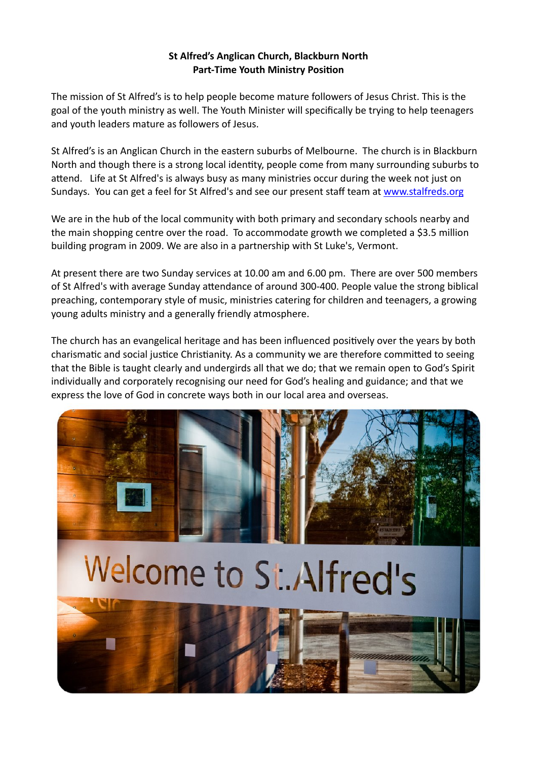**St Alfred's Anglican Church, Blackburn North**
**Part-Time Youth Ministry Position**

The mission of St Alfred's is to help people become mature followers of Jesus Christ. This is the goal of the youth ministry as well. The Youth Minister will specifically be trying to help teenagers and youth leaders mature as followers of Jesus.

St Alfred's is an Anglican Church in the eastern suburbs of Melbourne. The church is in Blackburn North and though there is a strong local identity, people come from many surrounding suburbs to attend. Life at St Alfred's is always busy as many ministries occur during the week not just on Sundays. You can get a feel for St Alfred's and see our present staff team at [www.stalfreds.org](www.stalfreds.org)

We are in the hub of the local community with both primary and secondary schools nearby and the main shopping centre over the road. To accommodate growth we completed a $3.5 million building program in 2009. We are also in a partnership with St Luke's, Vermont.

At present there are two Sunday services at 10.00 am and 6.00 pm. There are over 500 members of St Alfred's with average Sunday attendance of around 300-400. People value the strong biblical preaching, contemporary style of music, ministries catering for children and teenagers, a growing young adults ministry and a generally friendly atmosphere.

The church has an evangelical heritage and has been influenced positively over the years by both charismatic and social justice Christianity. As a community we are therefore committed to seeing that the Bible is taught clearly and undergirds all that we do; that we remain open to God's Spirit individually and corporately recognising our need for God's healing and guidance; and that we express the love of God in concrete ways both in our local area and overseas.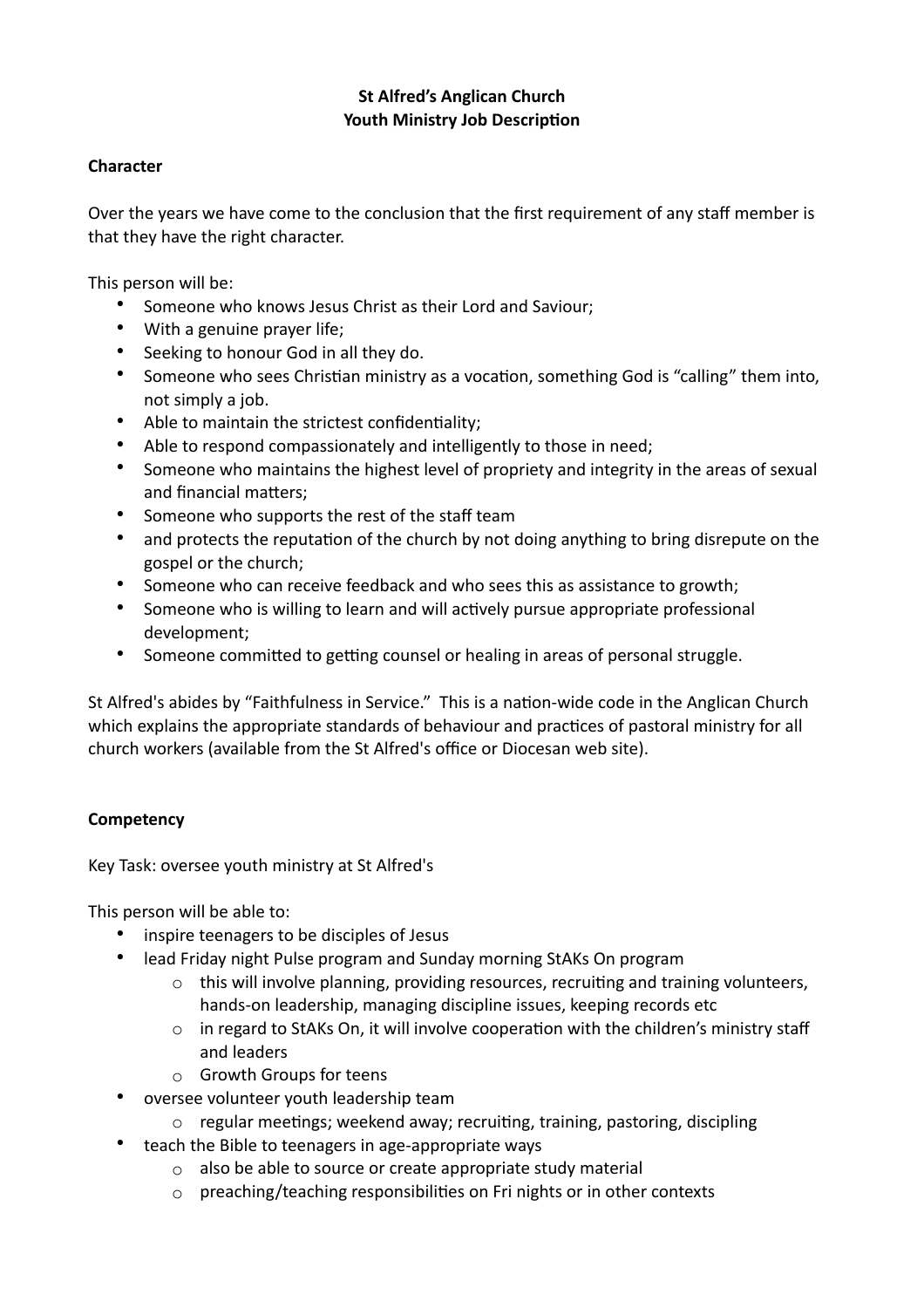**St Alfred's Anglican Church**
**Youth Ministry Job Description**

**Character**

Over the years we have come to the conclusion that the first requirement of any staff member is that they have the right character.

This person will be:

- Someone who knows Jesus Christ as their Lord and Saviour;
- With a genuine prayer life;
- Seeking to honour God in all they do.
- Someone who sees Christian ministry as a vocation, something God is "calling" them into, not simply a job.
- Able to maintain the strictest confidentiality;
- Able to respond compassionately and intelligently to those in need;
- Someone who maintains the highest level of propriety and integrity in the areas of sexual and financial matters;
- Someone who supports the rest of the staff team
- and protects the reputation of the church by not doing anything to bring disrepute on the gospel or the church;
- Someone who can receive feedback and who sees this as assistance to growth;
- Someone who is willing to learn and will actively pursue appropriate professional development;
- Someone committed to getting counsel or healing in areas of personal struggle.

St Alfred's abides by "Faithfulness in Service." This is a nation-wide code in the Anglican Church which explains the appropriate standards of behaviour and practices of pastoral ministry for all church workers (available from the St Alfred's office or Diocesan web site).

**Competency**

Key Task: oversee youth ministry at St Alfred's

This person will be able to:

- inspire teenagers to be disciples of Jesus
- lead Friday night Pulse program and Sunday morning StAKs On program
  - this will involve planning, providing resources, recruiting and training volunteers, hands-on leadership, managing discipline issues, keeping records etc
  - in regard to StAKs On, it will involve cooperation with the children's ministry staff and leaders
  - Growth Groups for teens
- oversee volunteer youth leadership team
  - regular meetings; weekend away; recruiting, training, pastoring, discipling
- teach the Bible to teenagers in age-appropriate ways
  - also be able to source or create appropriate study material
  - preaching/teaching responsibilities on Fri nights or in other contexts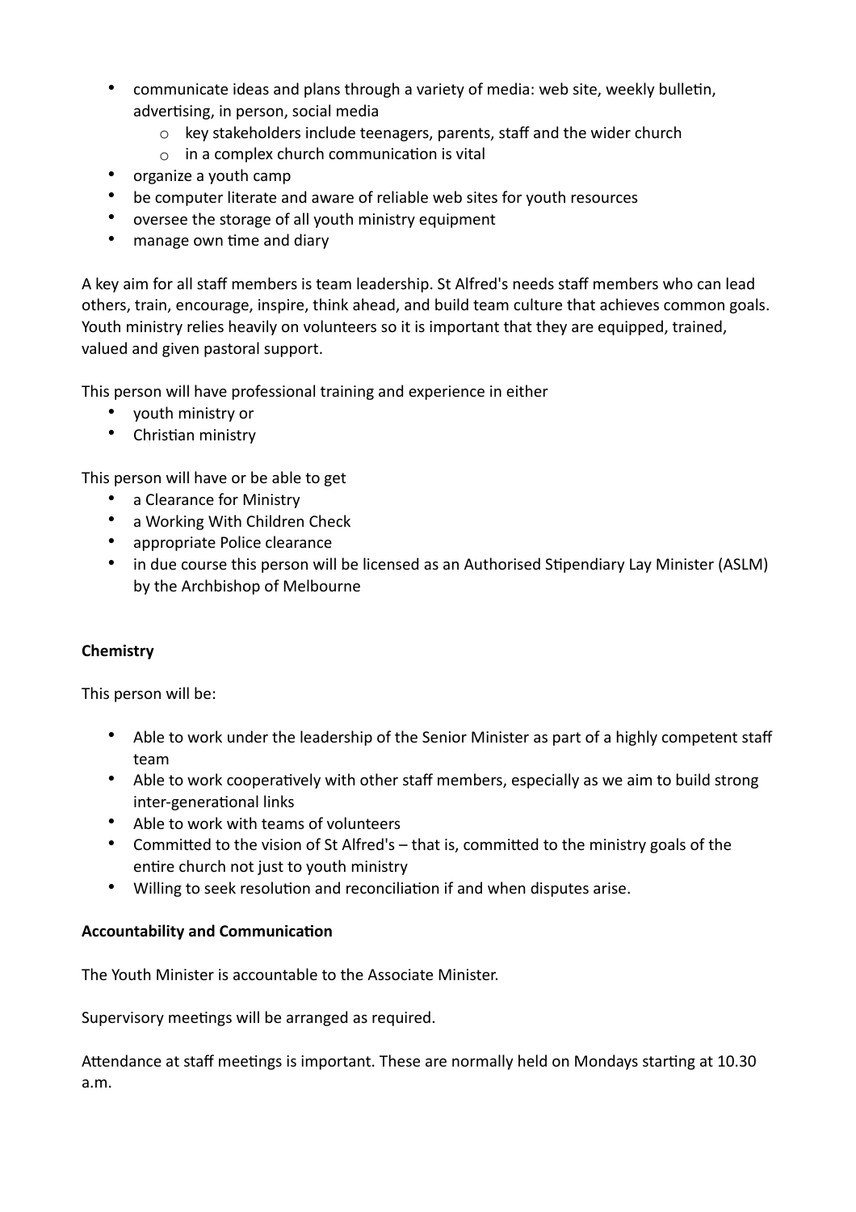- communicate ideas and plans through a variety of media: web site, weekly bulletin, advertising, in person, social media
    - key stakeholders include teenagers, parents, staff and the wider church
    - in a complex church communication is vital
- organize a youth camp
- be computer literate and aware of reliable web sites for youth resources
- oversee the storage of all youth ministry equipment
- manage own time and diary

A key aim for all staff members is team leadership. St Alfred's needs staff members who can lead others, train, encourage, inspire, think ahead, and build team culture that achieves common goals. Youth ministry relies heavily on volunteers so it is important that they are equipped, trained, valued and given pastoral support.

This person will have professional training and experience in either

- youth ministry or
- Christian ministry

This person will have or be able to get

- a Clearance for Ministry
- a Working With Children Check
- appropriate Police clearance
- in due course this person will be licensed as an Authorised Stipendiary Lay Minister (ASLM) by the Archbishop of Melbourne

**Chemistry**

This person will be:

- Able to work under the leadership of the Senior Minister as part of a highly competent staff team
- Able to work cooperatively with other staff members, especially as we aim to build strong inter-generational links
- Able to work with teams of volunteers
- Committed to the vision of St Alfred's – that is, committed to the ministry goals of the entire church not just to youth ministry
- Willing to seek resolution and reconciliation if and when disputes arise.

**Accountability and Communication**

The Youth Minister is accountable to the Associate Minister.

Supervisory meetings will be arranged as required.

Attendance at staff meetings is important. These are normally held on Mondays starting at 10.30 a.m.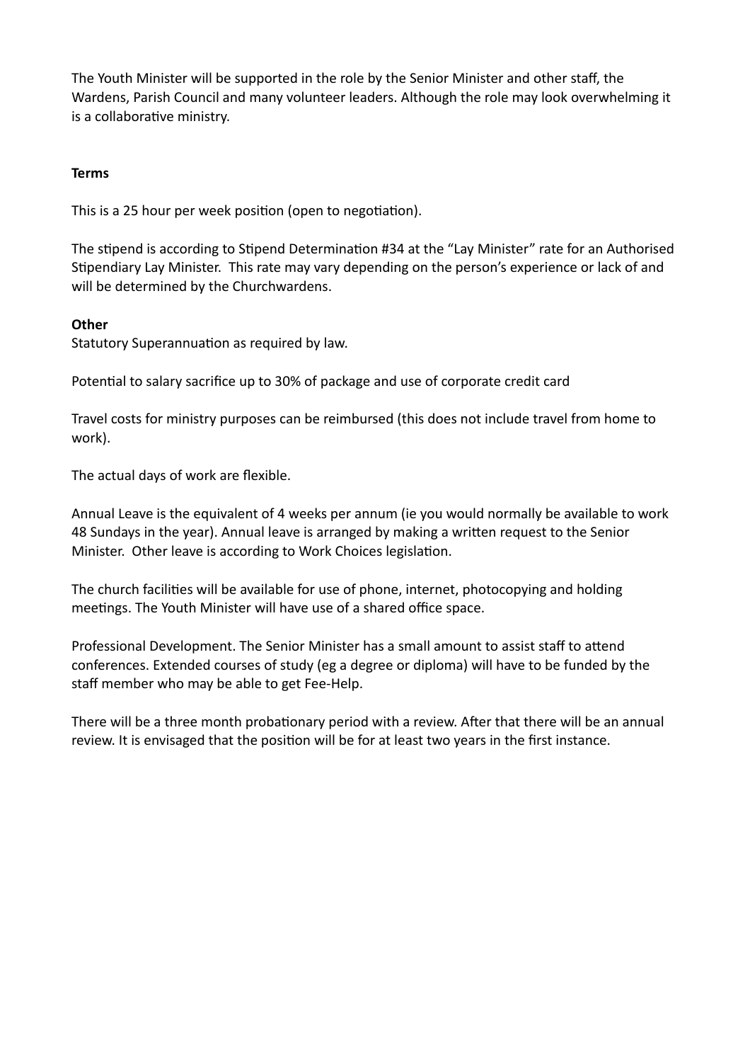The Youth Minister will be supported in the role by the Senior Minister and other staff, the Wardens, Parish Council and many volunteer leaders. Although the role may look overwhelming it is a collaborative ministry.

**Terms**

This is a 25 hour per week position (open to negotiation).

The stipend is according to Stipend Determination #34 at the "Lay Minister" rate for an Authorised Stipendiary Lay Minister. This rate may vary depending on the person's experience or lack of and will be determined by the Churchwardens.

**Other**

Statutory Superannuation as required by law.

Potential to salary sacrifice up to 30% of package and use of corporate credit card

Travel costs for ministry purposes can be reimbursed (this does not include travel from home to work).

The actual days of work are flexible.

Annual Leave is the equivalent of 4 weeks per annum (ie you would normally be available to work 48 Sundays in the year). Annual leave is arranged by making a written request to the Senior Minister. Other leave is according to Work Choices legislation.

The church facilities will be available for use of phone, internet, photocopying and holding meetings. The Youth Minister will have use of a shared office space.

Professional Development. The Senior Minister has a small amount to assist staff to attend conferences. Extended courses of study (eg a degree or diploma) will have to be funded by the staff member who may be able to get Fee-Help.

There will be a three month probationary period with a review. After that there will be an annual review. It is envisaged that the position will be for at least two years in the first instance.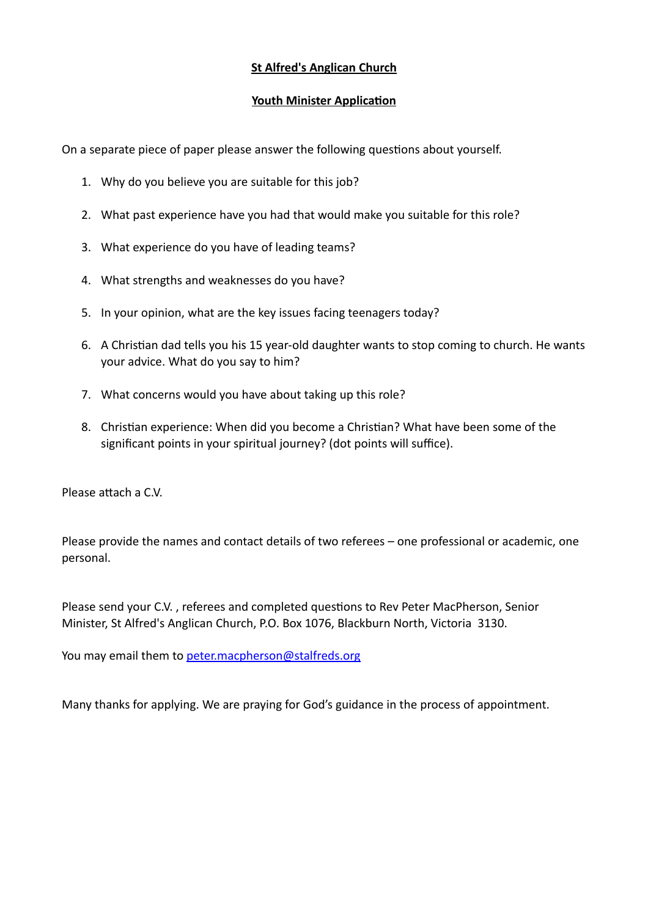**St Alfred's Anglican Church**

**Youth Minister Application**

On a separate piece of paper please answer the following questions about yourself.

1. Why do you believe you are suitable for this job?
2. What past experience have you had that would make you suitable for this role?
3. What experience do you have of leading teams?
4. What strengths and weaknesses do you have?
5. In your opinion, what are the key issues facing teenagers today?
6. A Christian dad tells you his 15 year-old daughter wants to stop coming to church. He wants your advice. What do you say to him?
7. What concerns would you have about taking up this role?
8. Christian experience: When did you become a Christian? What have been some of the significant points in your spiritual journey? (dot points will suffice).

Please attach a C.V.

Please provide the names and contact details of two referees – one professional or academic, one personal.

Please send your C.V. , referees and completed questions to Rev Peter MacPherson, Senior Minister, St Alfred's Anglican Church, P.O. Box 1076, Blackburn North, Victoria 3130.

You may email them to peter.macpherson@stalfreds.org

Many thanks for applying. We are praying for God's guidance in the process of appointment.